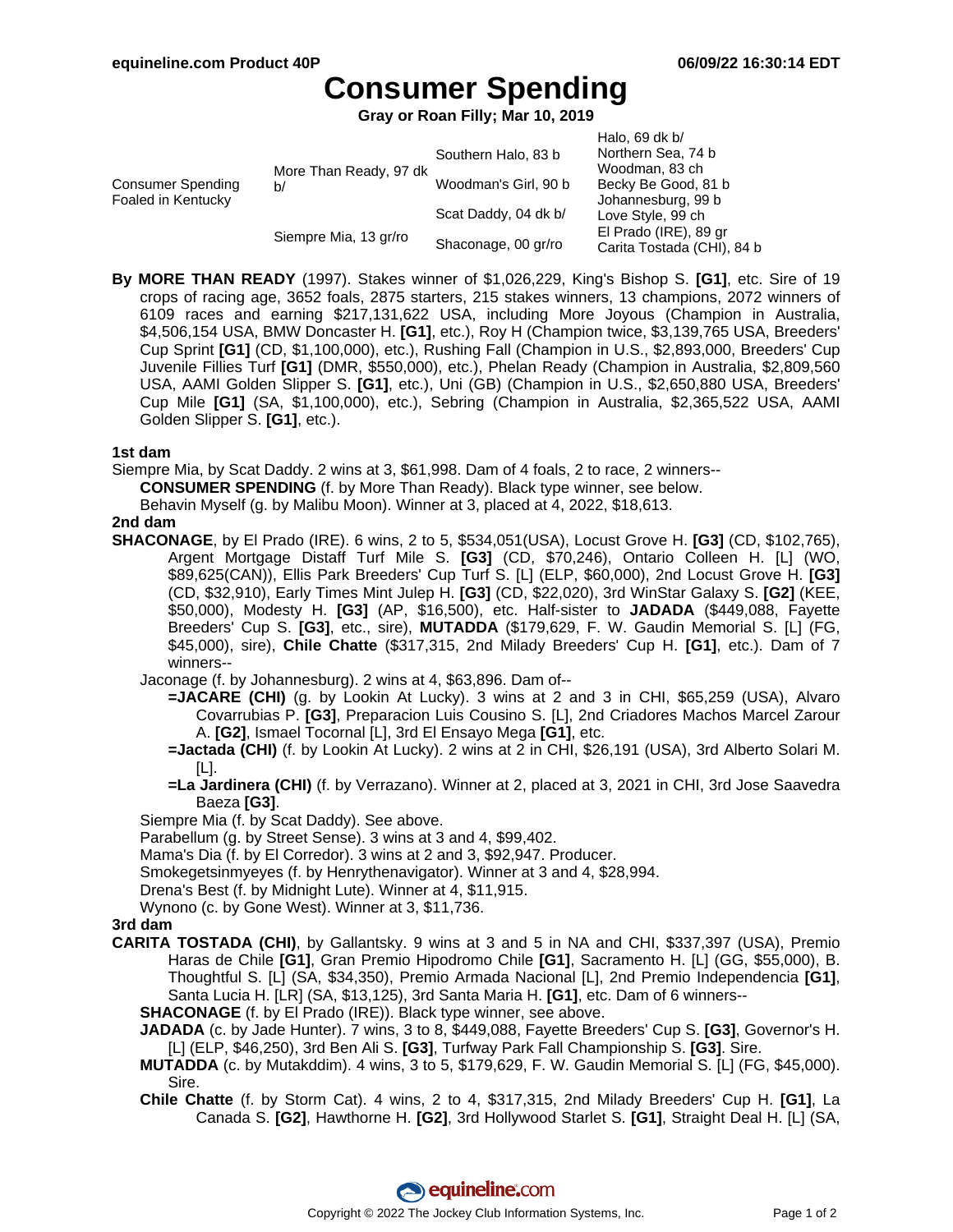# Consumer Spending

**Gray or Roan Filly; Mar 10, 2019**

| | | | |
|---|---|---|---|
| Consumer Spending Foaled in Kentucky | More Than Ready, 97 dk b/ | Southern Halo, 83 b | Halo, 69 dk b/ |
| | | | Northern Sea, 74 b |
| | | Woodman's Girl, 90 b | Woodman, 83 ch |
| | | | Becky Be Good, 81 b |
| | Siempre Mia, 13 gr/ro | Scat Daddy, 04 dk b/ | Johannesburg, 99 b |
| | | | Love Style, 99 ch |
| | | Shaconage, 00 gr/ro | El Prado (IRE), 89 gr |
| | | | Carita Tostada (CHI), 84 b |

**By MORE THAN READY** (1997). Stakes winner of $1,026,229, King's Bishop S. **[G1]**, etc. Sire of 19 crops of racing age, 3652 foals, 2875 starters, 215 stakes winners, 13 champions, 2072 winners of 6109 races and earning $217,131,622 USA, including More Joyous (Champion in Australia, $4,506,154 USA, BMW Doncaster H. **[G1]**, etc.), Roy H (Champion twice, $3,139,765 USA, Breeders' Cup Sprint **[G1]** (CD, $1,100,000), etc.), Rushing Fall (Champion in U.S., $2,893,000, Breeders' Cup Juvenile Fillies Turf **[G1]** (DMR, $550,000), etc.), Phelan Ready (Champion in Australia, $2,809,560 USA, AAMI Golden Slipper S. **[G1]**, etc.), Uni (GB) (Champion in U.S., $2,650,880 USA, Breeders' Cup Mile **[G1]** (SA, $1,100,000), etc.), Sebring (Champion in Australia, $2,365,522 USA, AAMI Golden Slipper S. **[G1]**, etc.).

### 1st dam

Siempre Mia, by Scat Daddy. 2 wins at 3, $61,998. Dam of 4 foals, 2 to race, 2 winners--

- **CONSUMER SPENDING** (f. by More Than Ready). Black type winner, see below.
- Behavin Myself (g. by Malibu Moon). Winner at 3, placed at 4, 2022, $18,613.

### 2nd dam

**SHACONAGE**, by El Prado (IRE). 6 wins, 2 to 5, $534,051(USA), Locust Grove H. **[G3]** (CD, $102,765), Argent Mortgage Distaff Turf Mile S. **[G3]** (CD, $70,246), Ontario Colleen H. [L] (WO, $89,625(CAN)), Ellis Park Breeders' Cup Turf S. [L] (ELP, $60,000), 2nd Locust Grove H. **[G3]** (CD, $32,910), Early Times Mint Julep H. **[G3]** (CD, $22,020), 3rd WinStar Galaxy S. **[G2]** (KEE, $50,000), Modesty H. **[G3]** (AP, $16,500), etc. Half-sister to **JADADA** ($449,088, Fayette Breeders' Cup S. **[G3]**, etc., sire), **MUTADDA** ($179,629, F. W. Gaudin Memorial S. [L] (FG, $45,000), sire), **Chile Chatte** ($317,315, 2nd Milady Breeders' Cup H. **[G1]**, etc.). Dam of 7 winners--

- Jaconage (f. by Johannesburg). 2 wins at 4, $63,896. Dam of--
  - **=JACARE (CHI)** (g. by Lookin At Lucky). 3 wins at 2 and 3 in CHI, $65,259 (USA), Alvaro Covarrubias P. **[G3]**, Preparacion Luis Cousino S. [L], 2nd Criadores Machos Marcel Zarour A. **[G2]**, Ismael Tocornal [L], 3rd El Ensayo Mega **[G1]**, etc.
  - **=Jactada (CHI)** (f. by Lookin At Lucky). 2 wins at 2 in CHI, $26,191 (USA), 3rd Alberto Solari M. [L].
  - **=La Jardinera (CHI)** (f. by Verrazano). Winner at 2, placed at 3, 2021 in CHI, 3rd Jose Saavedra Baeza **[G3]**.
- Siempre Mia (f. by Scat Daddy). See above.
- Parabellum (g. by Street Sense). 3 wins at 3 and 4, $99,402.
- Mama's Dia (f. by El Corredor). 3 wins at 2 and 3, $92,947. Producer.
- Smokegetsinmyeyes (f. by Henrythenavigator). Winner at 3 and 4, $28,994.
- Drena's Best (f. by Midnight Lute). Winner at 4, $11,915.
- Wynono (c. by Gone West). Winner at 3, $11,736.

### 3rd dam

**CARITA TOSTADA (CHI)**, by Gallantsky. 9 wins at 3 and 5 in NA and CHI, $337,397 (USA), Premio Haras de Chile **[G1]**, Gran Premio Hipodromo Chile **[G1]**, Sacramento H. [L] (GG, $55,000), B. Thoughtful S. [L] (SA, $34,350), Premio Armada Nacional [L], 2nd Premio Independencia **[G1]**, Santa Lucia H. [LR] (SA, $13,125), 3rd Santa Maria H. **[G1]**, etc. Dam of 6 winners--

- **SHACONAGE** (f. by El Prado (IRE)). Black type winner, see above.
- **JADADA** (c. by Jade Hunter). 7 wins, 3 to 8, $449,088, Fayette Breeders' Cup S. **[G3]**, Governor's H. [L] (ELP, $46,250), 3rd Ben Ali S. **[G3]**, Turfway Park Fall Championship S. **[G3]**. Sire.
- **MUTADDA** (c. by Mutakddim). 4 wins, 3 to 5, $179,629, F. W. Gaudin Memorial S. [L] (FG, $45,000). Sire.
- **Chile Chatte** (f. by Storm Cat). 4 wins, 2 to 4, $317,315, 2nd Milady Breeders' Cup H. **[G1]**, La Canada S. **[G2]**, Hawthorne H. **[G2]**, 3rd Hollywood Starlet S. **[G1]**, Straight Deal H. [L] (SA,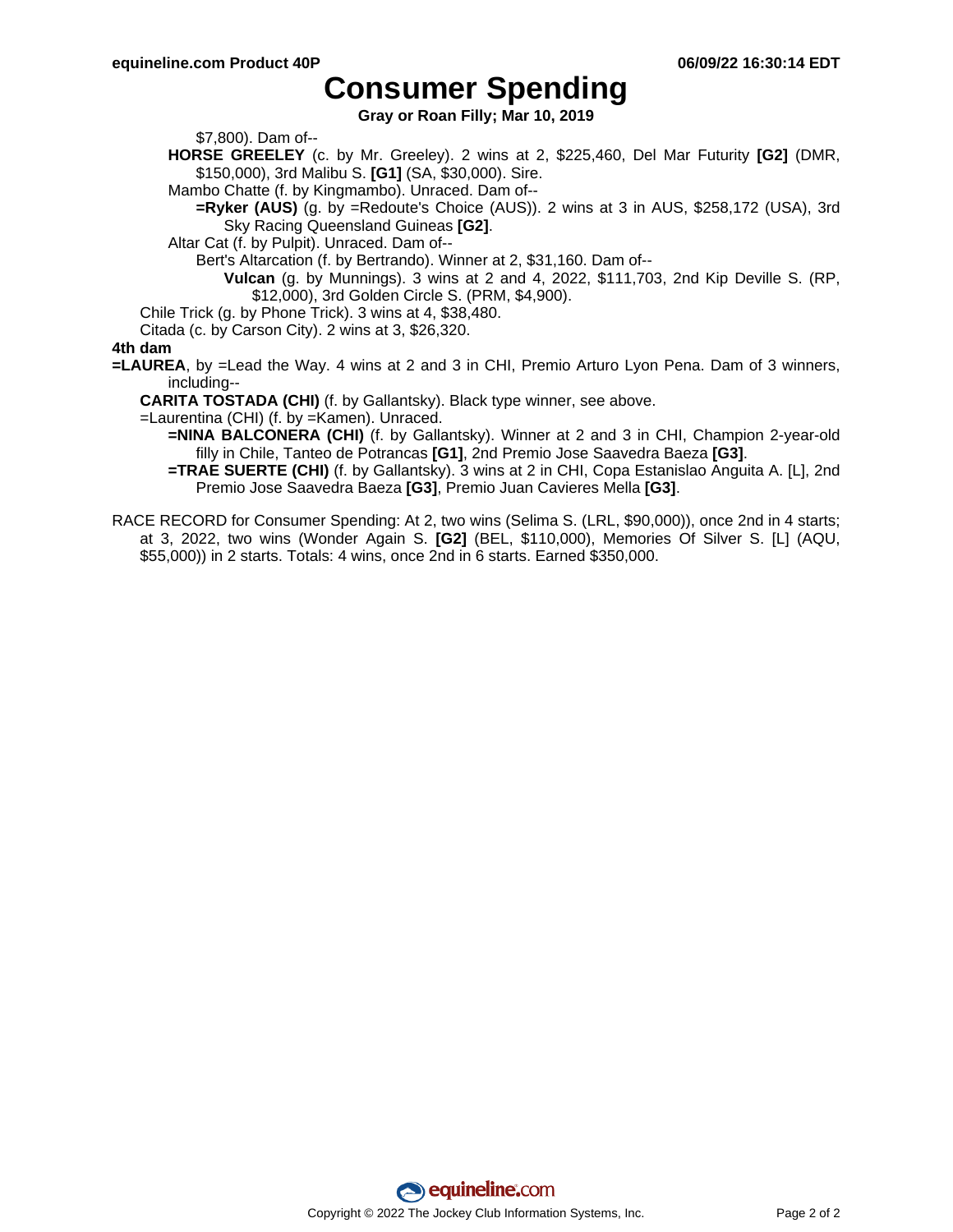# Consumer Spending

**Gray or Roan Filly; Mar 10, 2019**

$7,800). Dam of--

**HORSE GREELEY** (c. by Mr. Greeley). 2 wins at 2, $225,460, Del Mar Futurity **[G2]** (DMR, $150,000), 3rd Malibu S. **[G1]** (SA, $30,000). Sire.

Mambo Chatte (f. by Kingmambo). Unraced. Dam of--

**=Ryker (AUS)** (g. by =Redoute's Choice (AUS)). 2 wins at 3 in AUS, $258,172 (USA), 3rd Sky Racing Queensland Guineas **[G2]**.

Altar Cat (f. by Pulpit). Unraced. Dam of--

Bert's Altarcation (f. by Bertrando). Winner at 2, $31,160. Dam of--

**Vulcan** (g. by Munnings). 3 wins at 2 and 4, 2022, $111,703, 2nd Kip Deville S. (RP, $12,000), 3rd Golden Circle S. (PRM, $4,900).

Chile Trick (g. by Phone Trick). 3 wins at 4, $38,480.

Citada (c. by Carson City). 2 wins at 3, $26,320.

**4th dam**

**=LAUREA**, by =Lead the Way. 4 wins at 2 and 3 in CHI, Premio Arturo Lyon Pena. Dam of 3 winners, including--

**CARITA TOSTADA (CHI)** (f. by Gallantsky). Black type winner, see above.

=Laurentina (CHI) (f. by =Kamen). Unraced.

**=NINA BALCONERA (CHI)** (f. by Gallantsky). Winner at 2 and 3 in CHI, Champion 2-year-old filly in Chile, Tanteo de Potrancas **[G1]**, 2nd Premio Jose Saavedra Baeza **[G3]**.

**=TRAE SUERTE (CHI)** (f. by Gallantsky). 3 wins at 2 in CHI, Copa Estanislao Anguita A. [L], 2nd Premio Jose Saavedra Baeza **[G3]**, Premio Juan Cavieres Mella **[G3]**.

RACE RECORD for Consumer Spending: At 2, two wins (Selima S. (LRL, $90,000)), once 2nd in 4 starts; at 3, 2022, two wins (Wonder Again S. **[G2]** (BEL, $110,000), Memories Of Silver S. [L] (AQU, $55,000)) in 2 starts. Totals: 4 wins, once 2nd in 6 starts. Earned $350,000.